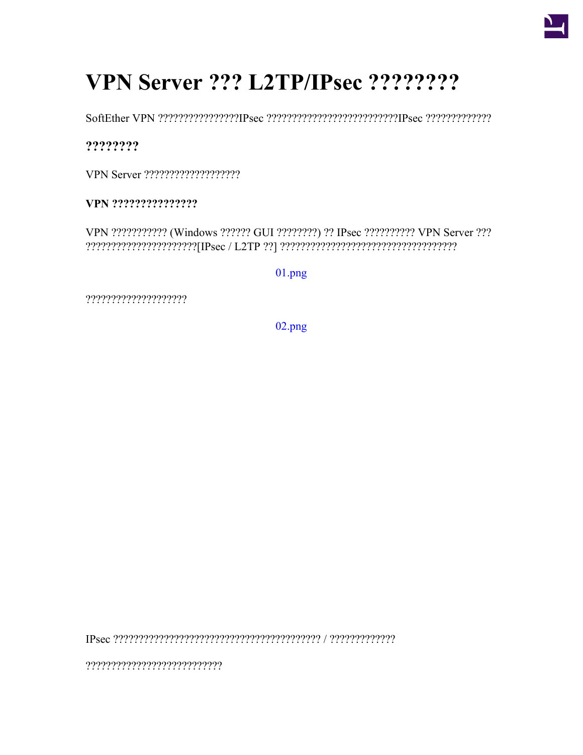# VPN Server ??? L2TP/IPsec ????????

SoftEther VPN ????????????????IPsec ??????????????????????????IPsec ?????????????

## ????????

VPN Server ???????????????????

### VPN ???????????????

VPN ??????????? (Windows ?????? GUI ????????) ?? IPsec ?????????? VPN Server ??? ??????????????????????[IPsec / L2TP ??] ????????????????????????????????????

01.png

????????????????????

02.png

IPsec ????????????????????????????????????????? / ?????????????

???????????????????????????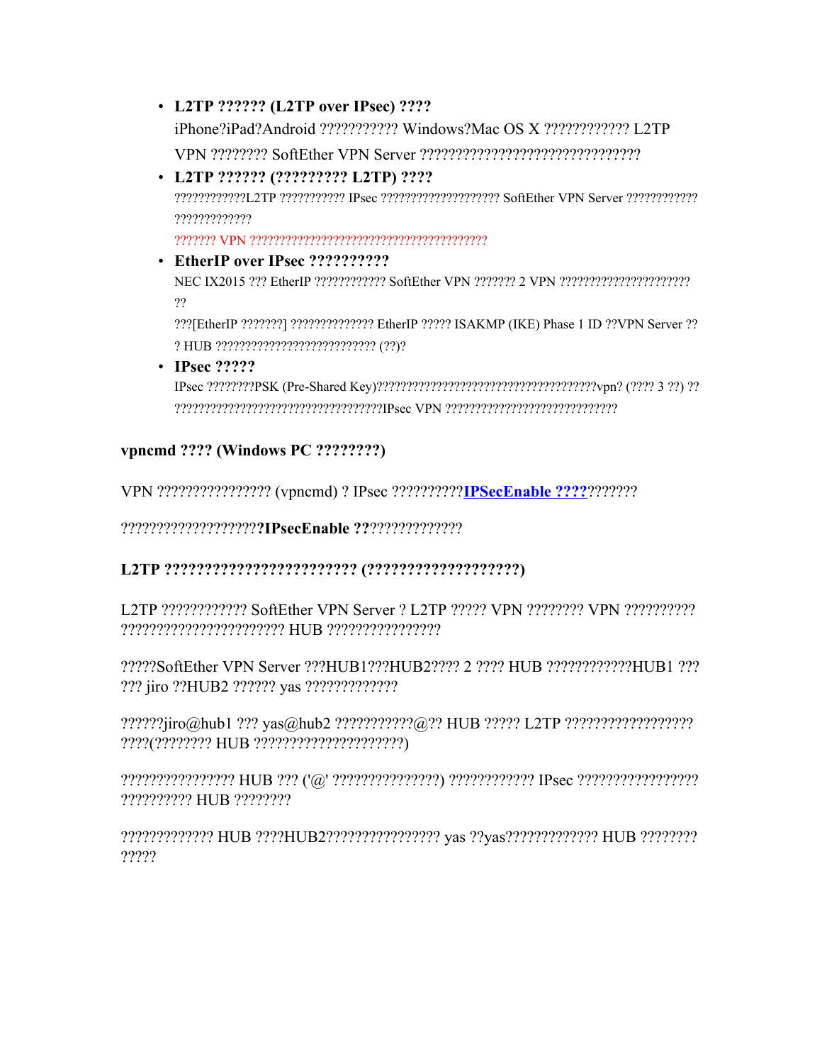- **L2TP ?????? (L2TP over IPsec) ????**

  iPhone?iPad?Android ??????????? Windows?Mac OS X ???????????? L2TP VPN ???????? SoftEther VPN Server ??????????????????????????????

- **L2TP ?????? (????????? L2TP) ????**

  ???????????L2TP ??????????? IPsec ??????????????????? SoftEther VPN Server ???????????? ?????????????

  ??????? VPN ????????????????????????????????????????

- **EtherIP over IPsec ??????????**

  NEC IX2015 ??? EtherIP ???????????? SoftEther VPN ??????? 2 VPN ?????????????????????? ??

  ???[EtherIP ???????] ?????????????? EtherIP ????? ISAKMP (IKE) Phase 1 ID ??VPN Server ?? ? HUB ??????????????????????????? (??)?

- **IPsec ?????**

  IPsec ????????PSK (Pre-Shared Key)?????????????????????????????????????vpn? (???? 3 ??) ?? ????????????????????????????????????IPsec VPN ?????????????????????????????

**vpncmd ???? (Windows PC ????????)**

VPN ???????????????? (vpncmd) ? IPsec ??????????**IPSecEnable ????**???????

???????????????????**IPsecEnable ??**??????????????

**L2TP ???????????????????????? (???????????????????)**

L2TP ???????????? SoftEther VPN Server ? L2TP ????? VPN ???????? VPN ?????????? ?????????????????????? HUB ????????????????

?????SoftEther VPN Server ???HUB1???HUB2???? 2 ???? HUB ????????????HUB1 ??? ??? jiro ??HUB2 ?????? yas ?????????????

??????jiro@hub1 ??? yas@hub2 ???????????@?? HUB ????? L2TP ?????????????????? ????(???????? HUB ?????????????????????)

???????????????? HUB ??? ('@' ???????????????) ???????????? IPsec ????????????????? ?????????? HUB ????????

????????????? HUB ????HUB2???????????????? yas ??yas????????????? HUB ???????? ?????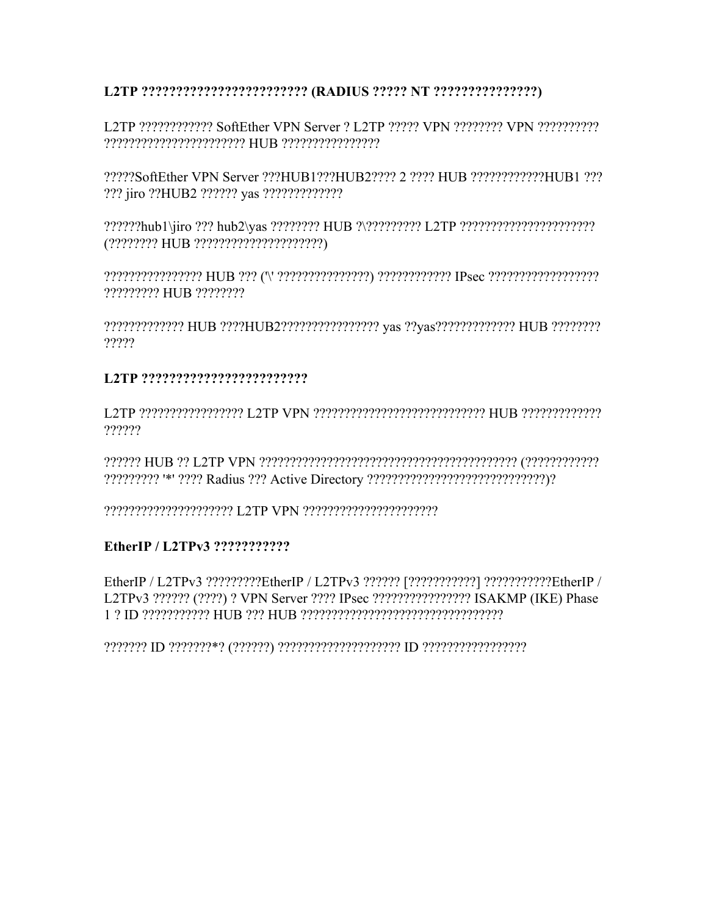**L2TP ???????????????????????? (RADIUS ????? NT ???????????????)**

L2TP ???????????? SoftEther VPN Server ? L2TP ????? VPN ???????? VPN ?????????? ?????????????????????? HUB ????????????????

?????SoftEther VPN Server ???HUB1???HUB2???? 2 ???? HUB ????????????HUB1 ??? ??? jiro ??HUB2 ?????? yas ?????????????

??????hub1\jiro ??? hub2\yas ???????? HUB ?\????????? L2TP ?????????????????????? (???????? HUB ????????????????????)

???????????????? HUB ??? ('\' ???????????????) ???????????? IPsec ?????????????????? ????????? HUB ????????

????????????? HUB ????HUB2???????????????? yas ??yas????????????? HUB ???????? ?????

**L2TP ????????????????????????**

L2TP ????????????????? L2TP VPN ??????????????????????????? HUB ????????????? ??????

?????? HUB ?? L2TP VPN ?????????????????????????????????????????? (???????????? ????????? '*' ???? Radius ??? Active Directory ?????????????????????????????)?

????????????????????? L2TP VPN ??????????????????????

**EtherIP / L2TPv3 ???????????**

EtherIP / L2TPv3 ?????????EtherIP / L2TPv3 ?????? [???????????] ???????????EtherIP / L2TPv3 ?????? (????) ? VPN Server ???? IPsec ???????????????? ISAKMP (IKE) Phase 1 ? ID ??????????? HUB ??? HUB ?????????????????????????????????

??????? ID ???????*? (??????) ??????????????????? ID ?????????????????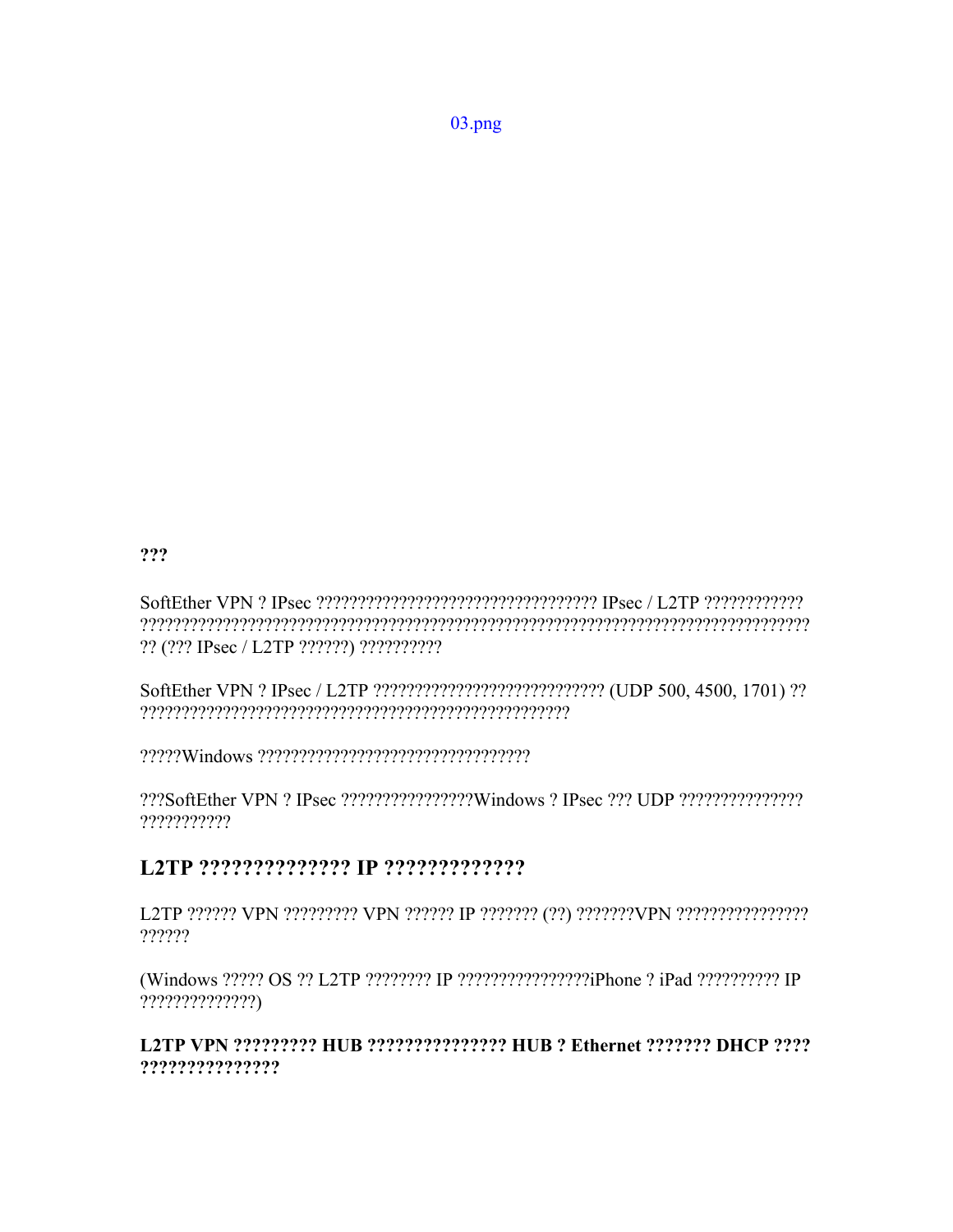03.png

**???**

SoftEther VPN ? IPsec ?????????????????????????????????? IPsec / L2TP ???????????? ?????????????????????????????????????????????????????????????????????????? ?? (??? IPsec / L2TP ??????) ??????????

SoftEther VPN ? IPsec / L2TP ??????????????????????????? (UDP 500, 4500, 1701) ?? ???????????????????????????????????????????????????

?????Windows ?????????????????????????????????

???SoftEther VPN ? IPsec ????????????????Windows ? IPsec ??? UDP ??????????????? ???????????

## L2TP ?????????????? IP ?????????????

L2TP ?????? VPN ????????? VPN ?????? IP ??????? (??) ???????VPN ???????????????? ??????

(Windows ????? OS ?? L2TP ???????? IP ????????????????iPhone ? iPad ?????????? IP ??????????????)

**L2TP VPN ????????? HUB ??????????????? HUB ? Ethernet ??????? DHCP ???? ???????????????**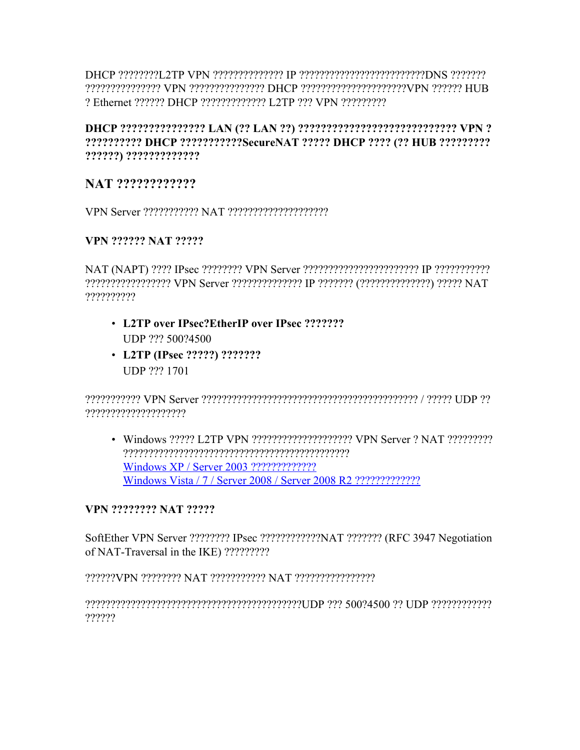DHCP ????????L2TP VPN ?????????????? IP ?????????????????????????DNS ??????? ??????????????? VPN ??????????????? DHCP ?????????????????????VPN ?????? HUB ? Ethernet ?????? DHCP ????????????? L2TP ??? VPN ?????????

**DHCP ???????????????? LAN (?? LAN ??) ???????????????????????????? VPN ? ?????????? DHCP ???????????SecureNAT ????? DHCP ???? (?? HUB ????????? ??????) ?????????????**

## NAT ????????????

VPN Server ??????????? NAT ????????????????????

### VPN ?????? NAT ?????

NAT (NAPT) ???? IPsec ???????? VPN Server ??????????????????????? IP ??????????? ????????????????? VPN Server ?????????????? IP ??????? (??????????????) ????? NAT ??????????

- **L2TP over IPsec?EtherIP over IPsec ???????**
  UDP ??? 500?4500
- **L2TP (IPsec ?????) ???????**
  UDP ??? 1701

??????????? VPN Server ???????????????????????????????????????????? / ????? UDP ?? ????????????????????

- Windows ????? L2TP VPN ???????????????????? VPN Server ? NAT ????????? ???????????????????????????????????????????
  [Windows XP / Server 2003 ?????????????]()
  [Windows Vista / 7 / Server 2008 / Server 2008 R2 ?????????????]()

### VPN ???????? NAT ?????

SoftEther VPN Server ???????? IPsec ????????????NAT ??????? (RFC 3947 Negotiation of NAT-Traversal in the IKE) ?????????

??????VPN ???????? NAT ??????????? NAT ????????????????

??????????????????????????????????????????UDP ??? 500?4500 ?? UDP ???????????? ??????